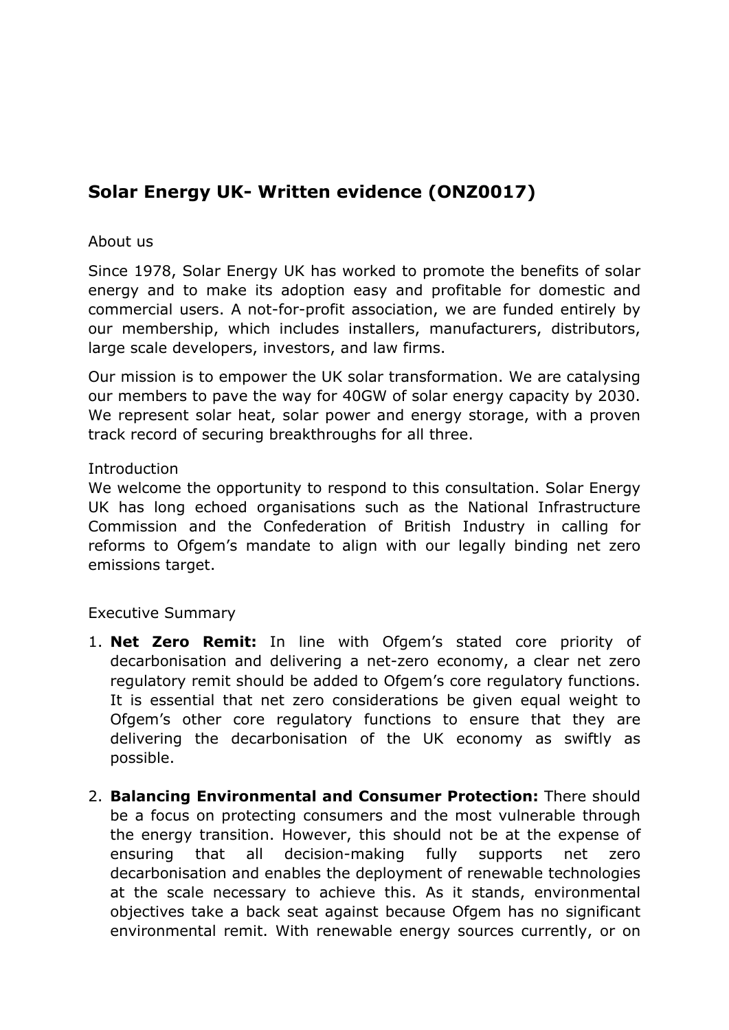## Solar Energy UK- Written evidence (ONZ0017)

About us

Since 1978, Solar Energy UK has worked to promote the benefits of solar energy and to make its adoption easy and profitable for domestic and commercial users. A not-for-profit association, we are funded entirely by our membership, which includes installers, manufacturers, distributors, large scale developers, investors, and law firms.

Our mission is to empower the UK solar transformation. We are catalysing our members to pave the way for 40GW of solar energy capacity by 2030. We represent solar heat, solar power and energy storage, with a proven track record of securing breakthroughs for all three.

Introduction

We welcome the opportunity to respond to this consultation. Solar Energy UK has long echoed organisations such as the National Infrastructure Commission and the Confederation of British Industry in calling for reforms to Ofgem's mandate to align with our legally binding net zero emissions target.

Executive Summary

1. **Net Zero Remit:** In line with Ofgem's stated core priority of decarbonisation and delivering a net-zero economy, a clear net zero regulatory remit should be added to Ofgem's core regulatory functions. It is essential that net zero considerations be given equal weight to Ofgem's other core regulatory functions to ensure that they are delivering the decarbonisation of the UK economy as swiftly as possible.

2. **Balancing Environmental and Consumer Protection:** There should be a focus on protecting consumers and the most vulnerable through the energy transition. However, this should not be at the expense of ensuring that all decision-making fully supports net zero decarbonisation and enables the deployment of renewable technologies at the scale necessary to achieve this. As it stands, environmental objectives take a back seat against because Ofgem has no significant environmental remit. With renewable energy sources currently, or on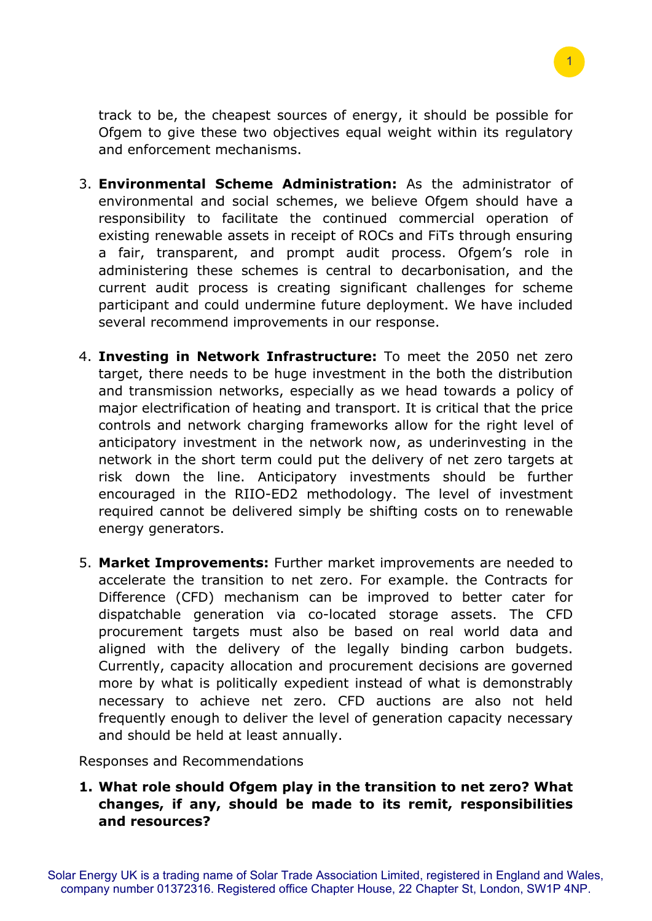track to be, the cheapest sources of energy, it should be possible for Ofgem to give these two objectives equal weight within its regulatory and enforcement mechanisms.

3. **Environmental Scheme Administration:** As the administrator of environmental and social schemes, we believe Ofgem should have a responsibility to facilitate the continued commercial operation of existing renewable assets in receipt of ROCs and FiTs through ensuring a fair, transparent, and prompt audit process. Ofgem's role in administering these schemes is central to decarbonisation, and the current audit process is creating significant challenges for scheme participant and could undermine future deployment. We have included several recommend improvements in our response.

4. **Investing in Network Infrastructure:** To meet the 2050 net zero target, there needs to be huge investment in the both the distribution and transmission networks, especially as we head towards a policy of major electrification of heating and transport. It is critical that the price controls and network charging frameworks allow for the right level of anticipatory investment in the network now, as underinvesting in the network in the short term could put the delivery of net zero targets at risk down the line. Anticipatory investments should be further encouraged in the RIIO-ED2 methodology. The level of investment required cannot be delivered simply be shifting costs on to renewable energy generators.

5. **Market Improvements:** Further market improvements are needed to accelerate the transition to net zero. For example. the Contracts for Difference (CFD) mechanism can be improved to better cater for dispatchable generation via co-located storage assets. The CFD procurement targets must also be based on real world data and aligned with the delivery of the legally binding carbon budgets. Currently, capacity allocation and procurement decisions are governed more by what is politically expedient instead of what is demonstrably necessary to achieve net zero. CFD auctions are also not held frequently enough to deliver the level of generation capacity necessary and should be held at least annually.

Responses and Recommendations

1. **What role should Ofgem play in the transition to net zero? What changes, if any, should be made to its remit, responsibilities and resources?**

Solar Energy UK is a trading name of Solar Trade Association Limited, registered in England and Wales, company number 01372316. Registered office Chapter House, 22 Chapter St, London, SW1P 4NP.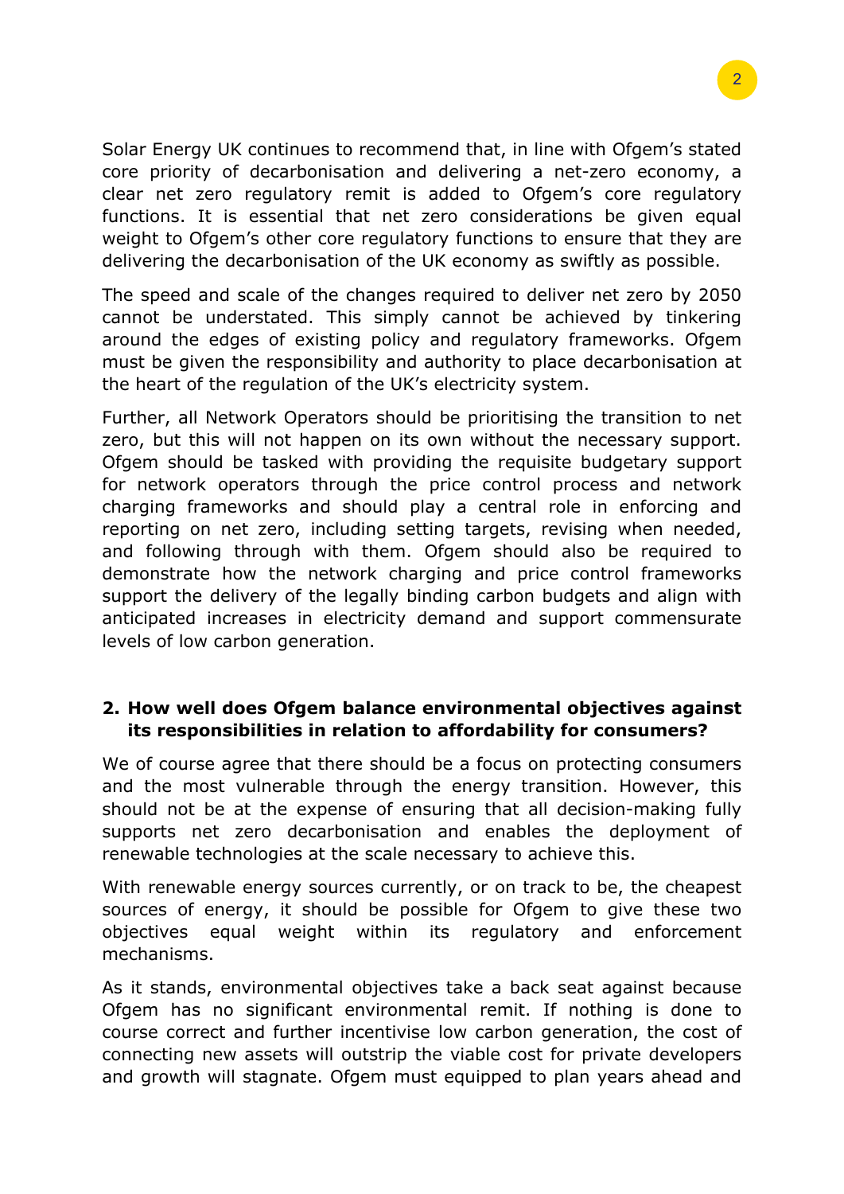Solar Energy UK continues to recommend that, in line with Ofgem's stated core priority of decarbonisation and delivering a net-zero economy, a clear net zero regulatory remit is added to Ofgem's core regulatory functions. It is essential that net zero considerations be given equal weight to Ofgem's other core regulatory functions to ensure that they are delivering the decarbonisation of the UK economy as swiftly as possible.

The speed and scale of the changes required to deliver net zero by 2050 cannot be understated. This simply cannot be achieved by tinkering around the edges of existing policy and regulatory frameworks. Ofgem must be given the responsibility and authority to place decarbonisation at the heart of the regulation of the UK's electricity system.

Further, all Network Operators should be prioritising the transition to net zero, but this will not happen on its own without the necessary support. Ofgem should be tasked with providing the requisite budgetary support for network operators through the price control process and network charging frameworks and should play a central role in enforcing and reporting on net zero, including setting targets, revising when needed, and following through with them. Ofgem should also be required to demonstrate how the network charging and price control frameworks support the delivery of the legally binding carbon budgets and align with anticipated increases in electricity demand and support commensurate levels of low carbon generation.

**2. How well does Ofgem balance environmental objectives against its responsibilities in relation to affordability for consumers?**

We of course agree that there should be a focus on protecting consumers and the most vulnerable through the energy transition. However, this should not be at the expense of ensuring that all decision-making fully supports net zero decarbonisation and enables the deployment of renewable technologies at the scale necessary to achieve this.

With renewable energy sources currently, or on track to be, the cheapest sources of energy, it should be possible for Ofgem to give these two objectives equal weight within its regulatory and enforcement mechanisms.

As it stands, environmental objectives take a back seat against because Ofgem has no significant environmental remit. If nothing is done to course correct and further incentivise low carbon generation, the cost of connecting new assets will outstrip the viable cost for private developers and growth will stagnate. Ofgem must equipped to plan years ahead and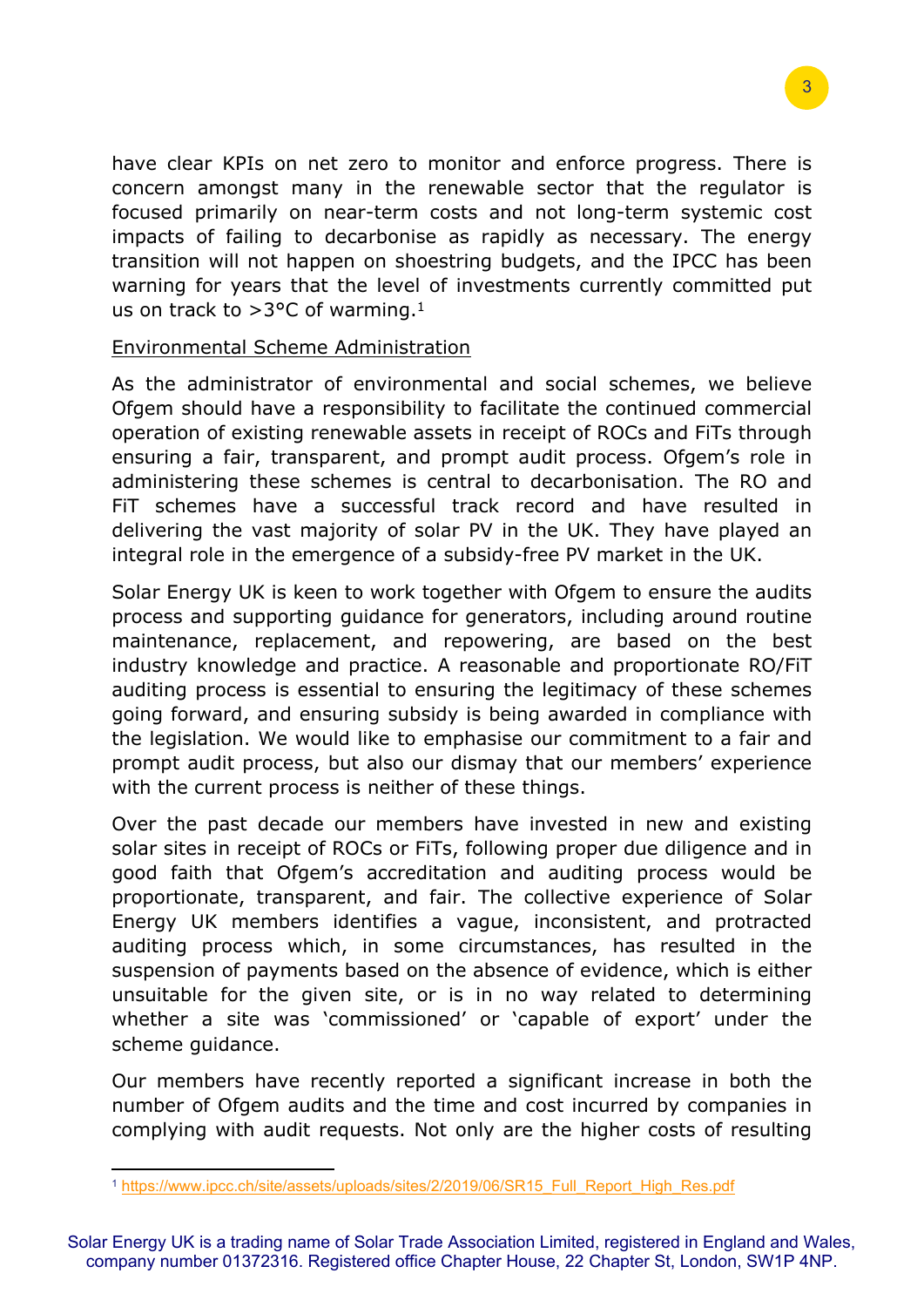have clear KPIs on net zero to monitor and enforce progress. There is concern amongst many in the renewable sector that the regulator is focused primarily on near-term costs and not long-term systemic cost impacts of failing to decarbonise as rapidly as necessary. The energy transition will not happen on shoestring budgets, and the IPCC has been warning for years that the level of investments currently committed put us on track to >3°C of warming.[1]

Environmental Scheme Administration

As the administrator of environmental and social schemes, we believe Ofgem should have a responsibility to facilitate the continued commercial operation of existing renewable assets in receipt of ROCs and FiTs through ensuring a fair, transparent, and prompt audit process. Ofgem's role in administering these schemes is central to decarbonisation. The RO and FiT schemes have a successful track record and have resulted in delivering the vast majority of solar PV in the UK. They have played an integral role in the emergence of a subsidy-free PV market in the UK.

Solar Energy UK is keen to work together with Ofgem to ensure the audits process and supporting guidance for generators, including around routine maintenance, replacement, and repowering, are based on the best industry knowledge and practice. A reasonable and proportionate RO/FiT auditing process is essential to ensuring the legitimacy of these schemes going forward, and ensuring subsidy is being awarded in compliance with the legislation. We would like to emphasise our commitment to a fair and prompt audit process, but also our dismay that our members' experience with the current process is neither of these things.

Over the past decade our members have invested in new and existing solar sites in receipt of ROCs or FiTs, following proper due diligence and in good faith that Ofgem's accreditation and auditing process would be proportionate, transparent, and fair. The collective experience of Solar Energy UK members identifies a vague, inconsistent, and protracted auditing process which, in some circumstances, has resulted in the suspension of payments based on the absence of evidence, which is either unsuitable for the given site, or is in no way related to determining whether a site was 'commissioned' or 'capable of export' under the scheme guidance.

Our members have recently reported a significant increase in both the number of Ofgem audits and the time and cost incurred by companies in complying with audit requests. Not only are the higher costs of resulting

[1] https://www.ipcc.ch/site/assets/uploads/sites/2/2019/06/SR15_Full_Report_High_Res.pdf

Solar Energy UK is a trading name of Solar Trade Association Limited, registered in England and Wales, company number 01372316. Registered office Chapter House, 22 Chapter St, London, SW1P 4NP.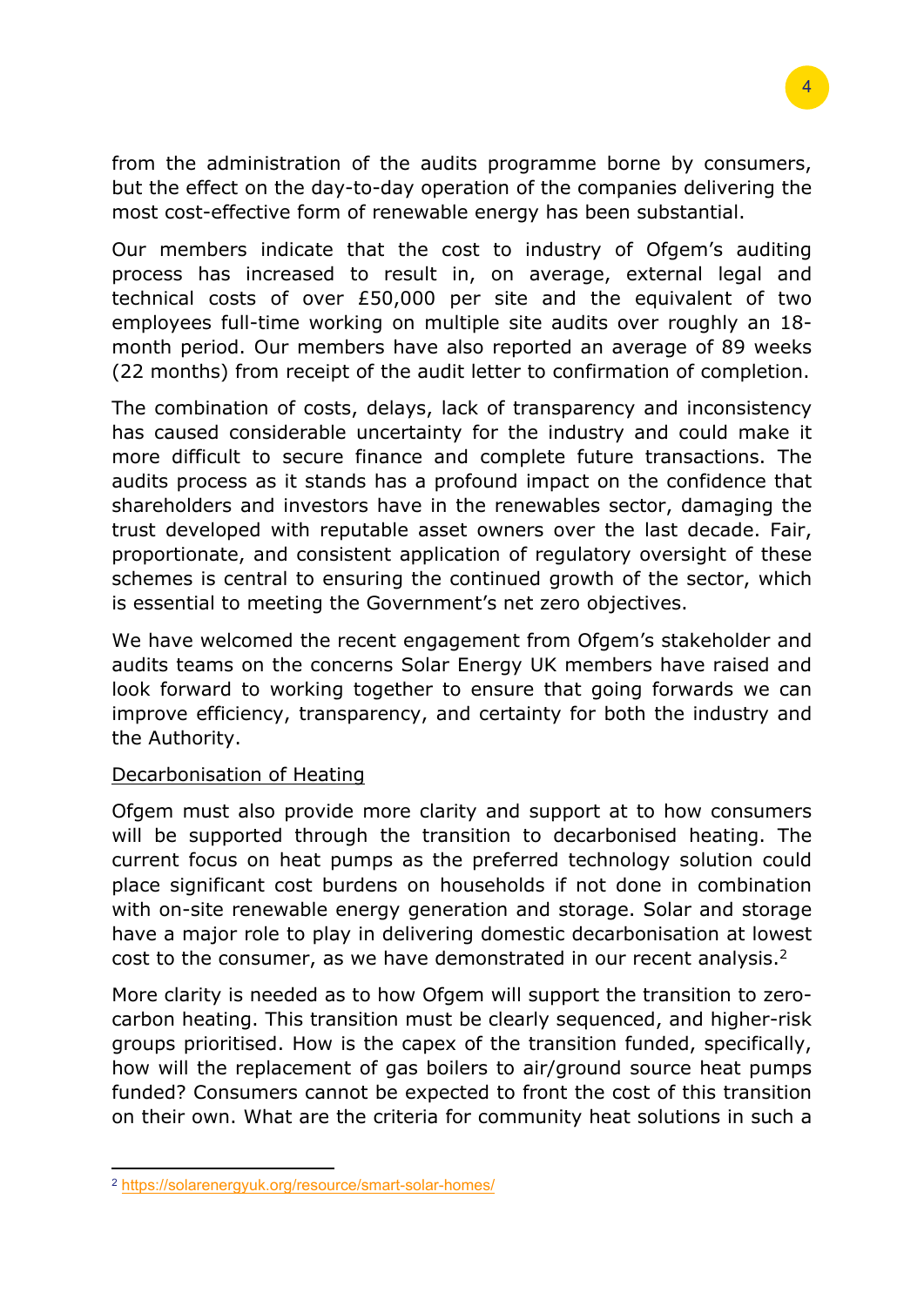from the administration of the audits programme borne by consumers, but the effect on the day-to-day operation of the companies delivering the most cost-effective form of renewable energy has been substantial.

Our members indicate that the cost to industry of Ofgem's auditing process has increased to result in, on average, external legal and technical costs of over £50,000 per site and the equivalent of two employees full-time working on multiple site audits over roughly an 18-month period. Our members have also reported an average of 89 weeks (22 months) from receipt of the audit letter to confirmation of completion.

The combination of costs, delays, lack of transparency and inconsistency has caused considerable uncertainty for the industry and could make it more difficult to secure finance and complete future transactions. The audits process as it stands has a profound impact on the confidence that shareholders and investors have in the renewables sector, damaging the trust developed with reputable asset owners over the last decade. Fair, proportionate, and consistent application of regulatory oversight of these schemes is central to ensuring the continued growth of the sector, which is essential to meeting the Government's net zero objectives.

We have welcomed the recent engagement from Ofgem's stakeholder and audits teams on the concerns Solar Energy UK members have raised and look forward to working together to ensure that going forwards we can improve efficiency, transparency, and certainty for both the industry and the Authority.

Decarbonisation of Heating

Ofgem must also provide more clarity and support at to how consumers will be supported through the transition to decarbonised heating. The current focus on heat pumps as the preferred technology solution could place significant cost burdens on households if not done in combination with on-site renewable energy generation and storage. Solar and storage have a major role to play in delivering domestic decarbonisation at lowest cost to the consumer, as we have demonstrated in our recent analysis.[2]

More clarity is needed as to how Ofgem will support the transition to zero-carbon heating. This transition must be clearly sequenced, and higher-risk groups prioritised. How is the capex of the transition funded, specifically, how will the replacement of gas boilers to air/ground source heat pumps funded? Consumers cannot be expected to front the cost of this transition on their own. What are the criteria for community heat solutions in such a

[2] https://solarenergyuk.org/resource/smart-solar-homes/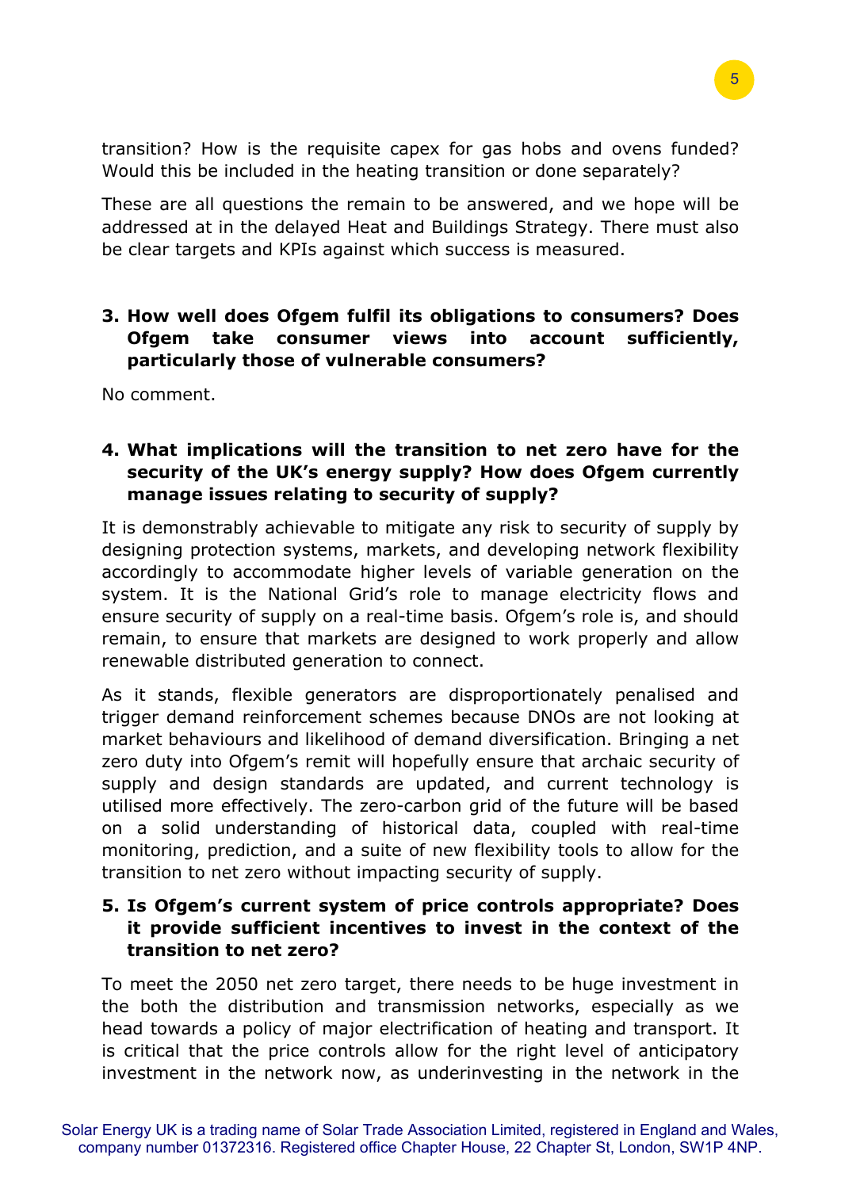transition? How is the requisite capex for gas hobs and ovens funded? Would this be included in the heating transition or done separately?

These are all questions the remain to be answered, and we hope will be addressed at in the delayed Heat and Buildings Strategy. There must also be clear targets and KPIs against which success is measured.

**3. How well does Ofgem fulfil its obligations to consumers? Does Ofgem take consumer views into account sufficiently, particularly those of vulnerable consumers?**

No comment.

**4. What implications will the transition to net zero have for the security of the UK's energy supply? How does Ofgem currently manage issues relating to security of supply?**

It is demonstrably achievable to mitigate any risk to security of supply by designing protection systems, markets, and developing network flexibility accordingly to accommodate higher levels of variable generation on the system. It is the National Grid's role to manage electricity flows and ensure security of supply on a real-time basis. Ofgem's role is, and should remain, to ensure that markets are designed to work properly and allow renewable distributed generation to connect.

As it stands, flexible generators are disproportionately penalised and trigger demand reinforcement schemes because DNOs are not looking at market behaviours and likelihood of demand diversification. Bringing a net zero duty into Ofgem's remit will hopefully ensure that archaic security of supply and design standards are updated, and current technology is utilised more effectively. The zero-carbon grid of the future will be based on a solid understanding of historical data, coupled with real-time monitoring, prediction, and a suite of new flexibility tools to allow for the transition to net zero without impacting security of supply.

**5. Is Ofgem's current system of price controls appropriate? Does it provide sufficient incentives to invest in the context of the transition to net zero?**

To meet the 2050 net zero target, there needs to be huge investment in the both the distribution and transmission networks, especially as we head towards a policy of major electrification of heating and transport. It is critical that the price controls allow for the right level of anticipatory investment in the network now, as underinvesting in the network in the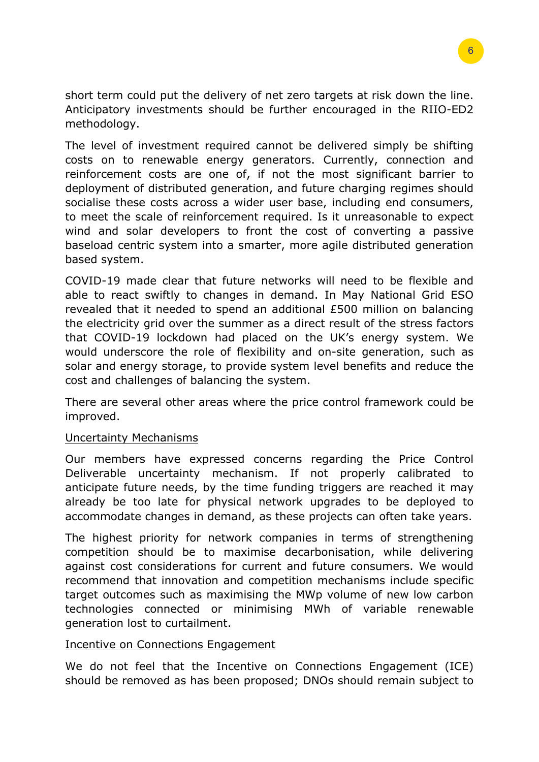short term could put the delivery of net zero targets at risk down the line. Anticipatory investments should be further encouraged in the RIIO-ED2 methodology.

The level of investment required cannot be delivered simply be shifting costs on to renewable energy generators. Currently, connection and reinforcement costs are one of, if not the most significant barrier to deployment of distributed generation, and future charging regimes should socialise these costs across a wider user base, including end consumers, to meet the scale of reinforcement required. Is it unreasonable to expect wind and solar developers to front the cost of converting a passive baseload centric system into a smarter, more agile distributed generation based system.

COVID-19 made clear that future networks will need to be flexible and able to react swiftly to changes in demand. In May National Grid ESO revealed that it needed to spend an additional £500 million on balancing the electricity grid over the summer as a direct result of the stress factors that COVID-19 lockdown had placed on the UK's energy system. We would underscore the role of flexibility and on-site generation, such as solar and energy storage, to provide system level benefits and reduce the cost and challenges of balancing the system.

There are several other areas where the price control framework could be improved.

<u>Uncertainty Mechanisms</u>

Our members have expressed concerns regarding the Price Control Deliverable uncertainty mechanism. If not properly calibrated to anticipate future needs, by the time funding triggers are reached it may already be too late for physical network upgrades to be deployed to accommodate changes in demand, as these projects can often take years.

The highest priority for network companies in terms of strengthening competition should be to maximise decarbonisation, while delivering against cost considerations for current and future consumers. We would recommend that innovation and competition mechanisms include specific target outcomes such as maximising the MWp volume of new low carbon technologies connected or minimising MWh of variable renewable generation lost to curtailment.

<u>Incentive on Connections Engagement</u>

We do not feel that the Incentive on Connections Engagement (ICE) should be removed as has been proposed; DNOs should remain subject to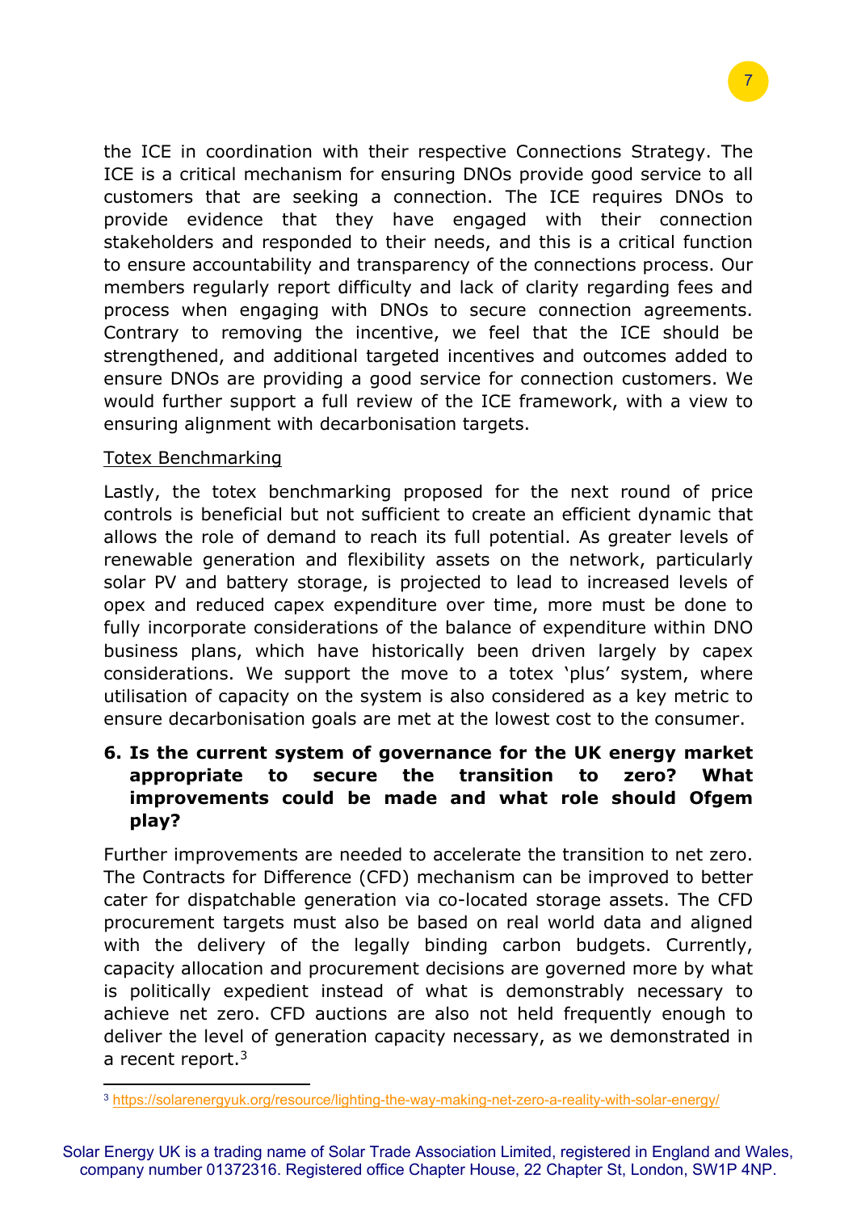the ICE in coordination with their respective Connections Strategy. The ICE is a critical mechanism for ensuring DNOs provide good service to all customers that are seeking a connection. The ICE requires DNOs to provide evidence that they have engaged with their connection stakeholders and responded to their needs, and this is a critical function to ensure accountability and transparency of the connections process. Our members regularly report difficulty and lack of clarity regarding fees and process when engaging with DNOs to secure connection agreements. Contrary to removing the incentive, we feel that the ICE should be strengthened, and additional targeted incentives and outcomes added to ensure DNOs are providing a good service for connection customers. We would further support a full review of the ICE framework, with a view to ensuring alignment with decarbonisation targets.

<u>Totex Benchmarking</u>

Lastly, the totex benchmarking proposed for the next round of price controls is beneficial but not sufficient to create an efficient dynamic that allows the role of demand to reach its full potential. As greater levels of renewable generation and flexibility assets on the network, particularly solar PV and battery storage, is projected to lead to increased levels of opex and reduced capex expenditure over time, more must be done to fully incorporate considerations of the balance of expenditure within DNO business plans, which have historically been driven largely by capex considerations. We support the move to a totex 'plus' system, where utilisation of capacity on the system is also considered as a key metric to ensure decarbonisation goals are met at the lowest cost to the consumer.

**6. Is the current system of governance for the UK energy market appropriate to secure the transition to zero? What improvements could be made and what role should Ofgem play?**

Further improvements are needed to accelerate the transition to net zero. The Contracts for Difference (CFD) mechanism can be improved to better cater for dispatchable generation via co-located storage assets. The CFD procurement targets must also be based on real world data and aligned with the delivery of the legally binding carbon budgets. Currently, capacity allocation and procurement decisions are governed more by what is politically expedient instead of what is demonstrably necessary to achieve net zero. CFD auctions are also not held frequently enough to deliver the level of generation capacity necessary, as we demonstrated in a recent report.[3]

[3] https://solarenergyuk.org/resource/lighting-the-way-making-net-zero-a-reality-with-solar-energy/

Solar Energy UK is a trading name of Solar Trade Association Limited, registered in England and Wales, company number 01372316. Registered office Chapter House, 22 Chapter St, London, SW1P 4NP.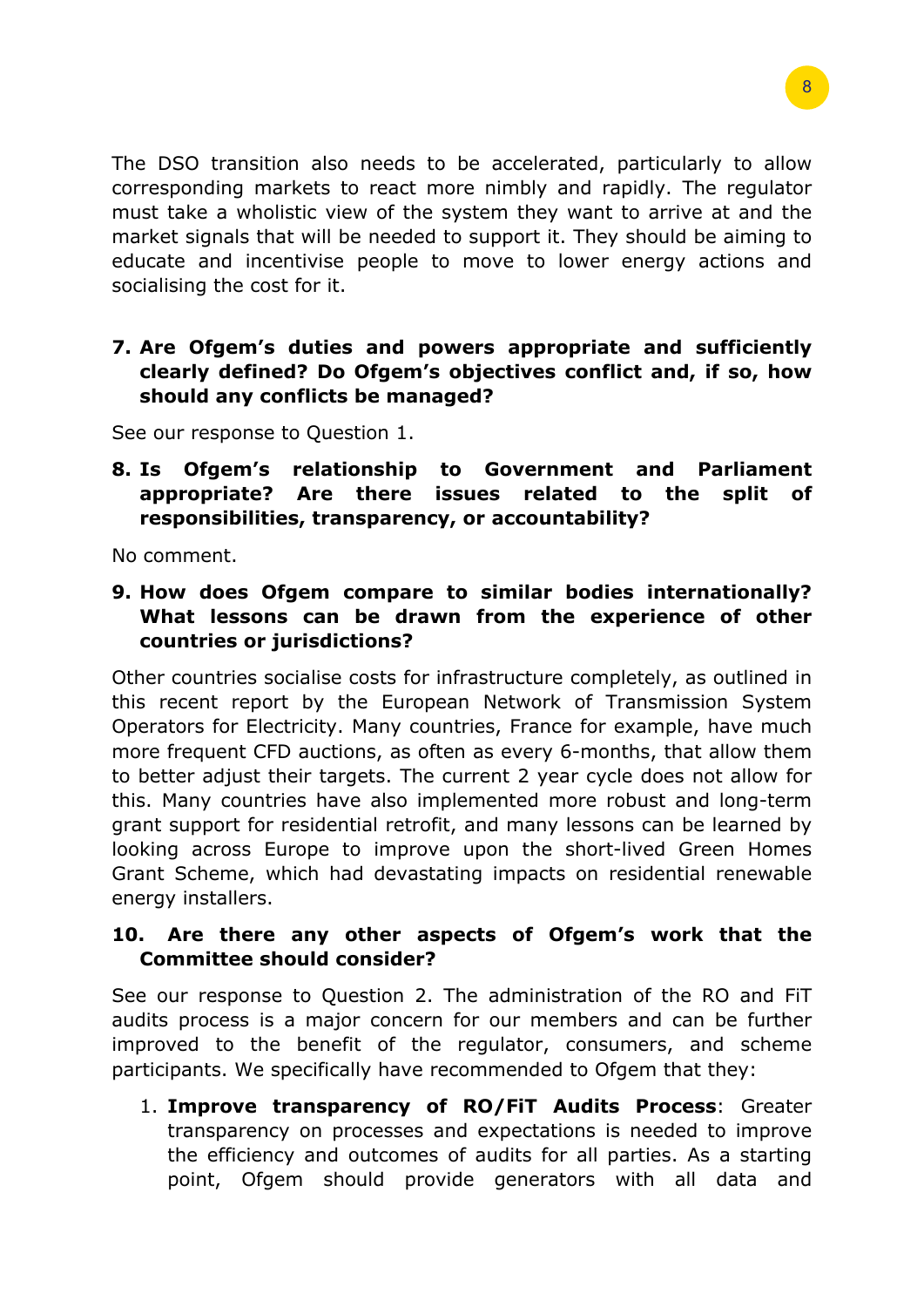The DSO transition also needs to be accelerated, particularly to allow corresponding markets to react more nimbly and rapidly. The regulator must take a wholistic view of the system they want to arrive at and the market signals that will be needed to support it. They should be aiming to educate and incentivise people to move to lower energy actions and socialising the cost for it.

**7. Are Ofgem's duties and powers appropriate and sufficiently clearly defined? Do Ofgem's objectives conflict and, if so, how should any conflicts be managed?**

See our response to Question 1.

**8. Is Ofgem's relationship to Government and Parliament appropriate? Are there issues related to the split of responsibilities, transparency, or accountability?**

No comment.

**9. How does Ofgem compare to similar bodies internationally? What lessons can be drawn from the experience of other countries or jurisdictions?**

Other countries socialise costs for infrastructure completely, as outlined in this recent report by the European Network of Transmission System Operators for Electricity. Many countries, France for example, have much more frequent CFD auctions, as often as every 6-months, that allow them to better adjust their targets. The current 2 year cycle does not allow for this. Many countries have also implemented more robust and long-term grant support for residential retrofit, and many lessons can be learned by looking across Europe to improve upon the short-lived Green Homes Grant Scheme, which had devastating impacts on residential renewable energy installers.

**10. Are there any other aspects of Ofgem's work that the Committee should consider?**

See our response to Question 2. The administration of the RO and FiT audits process is a major concern for our members and can be further improved to the benefit of the regulator, consumers, and scheme participants. We specifically have recommended to Ofgem that they:

1. **Improve transparency of RO/FiT Audits Process**: Greater transparency on processes and expectations is needed to improve the efficiency and outcomes of audits for all parties. As a starting point, Ofgem should provide generators with all data and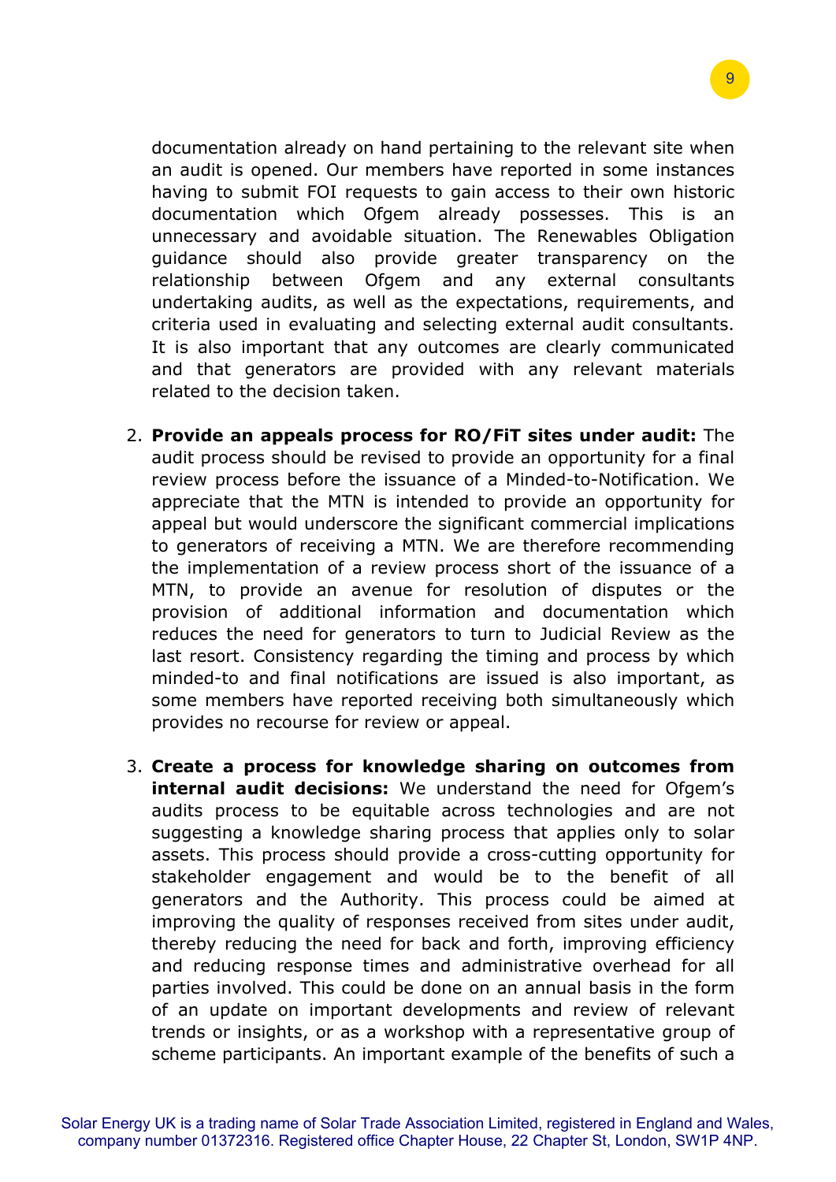documentation already on hand pertaining to the relevant site when an audit is opened. Our members have reported in some instances having to submit FOI requests to gain access to their own historic documentation which Ofgem already possesses. This is an unnecessary and avoidable situation. The Renewables Obligation guidance should also provide greater transparency on the relationship between Ofgem and any external consultants undertaking audits, as well as the expectations, requirements, and criteria used in evaluating and selecting external audit consultants. It is also important that any outcomes are clearly communicated and that generators are provided with any relevant materials related to the decision taken.

2. **Provide an appeals process for RO/FiT sites under audit:** The audit process should be revised to provide an opportunity for a final review process before the issuance of a Minded-to-Notification. We appreciate that the MTN is intended to provide an opportunity for appeal but would underscore the significant commercial implications to generators of receiving a MTN. We are therefore recommending the implementation of a review process short of the issuance of a MTN, to provide an avenue for resolution of disputes or the provision of additional information and documentation which reduces the need for generators to turn to Judicial Review as the last resort. Consistency regarding the timing and process by which minded-to and final notifications are issued is also important, as some members have reported receiving both simultaneously which provides no recourse for review or appeal.

3. **Create a process for knowledge sharing on outcomes from internal audit decisions:** We understand the need for Ofgem's audits process to be equitable across technologies and are not suggesting a knowledge sharing process that applies only to solar assets. This process should provide a cross-cutting opportunity for stakeholder engagement and would be to the benefit of all generators and the Authority. This process could be aimed at improving the quality of responses received from sites under audit, thereby reducing the need for back and forth, improving efficiency and reducing response times and administrative overhead for all parties involved. This could be done on an annual basis in the form of an update on important developments and review of relevant trends or insights, or as a workshop with a representative group of scheme participants. An important example of the benefits of such a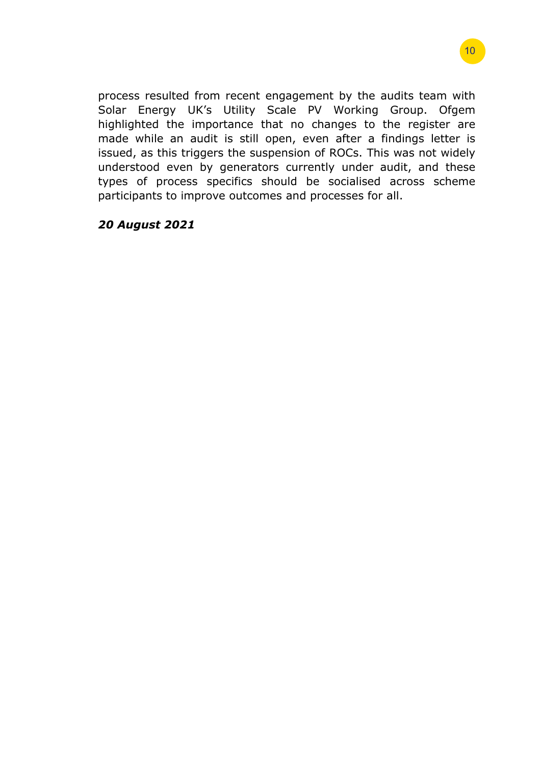process resulted from recent engagement by the audits team with Solar Energy UK's Utility Scale PV Working Group. Ofgem highlighted the importance that no changes to the register are made while an audit is still open, even after a findings letter is issued, as this triggers the suspension of ROCs. This was not widely understood even by generators currently under audit, and these types of process specifics should be socialised across scheme participants to improve outcomes and processes for all.

***20 August 2021***